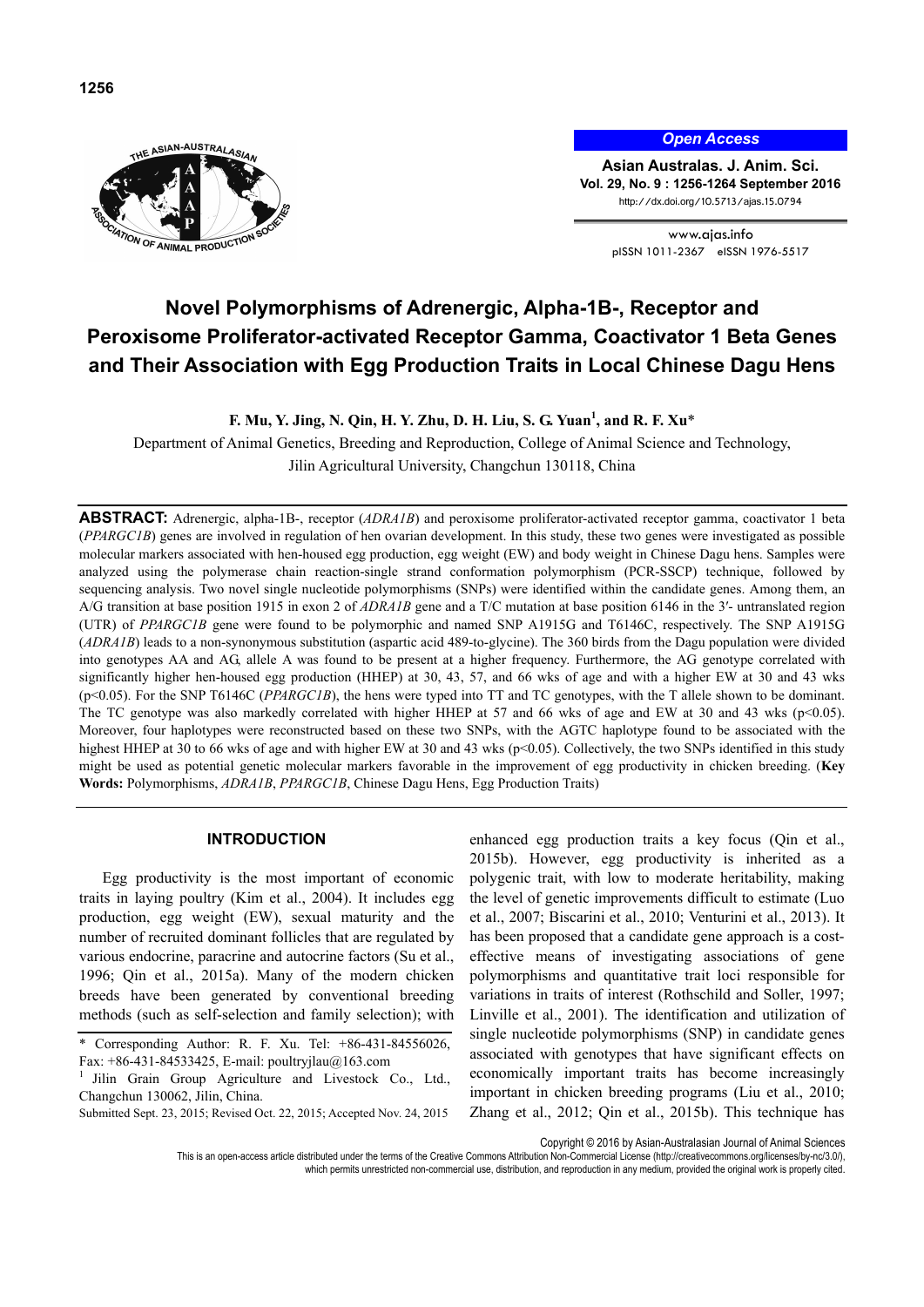# Novel Polymorphisms of Adrenergic, Alpha-1B-, Receptor and Peroxisome Proliferator-activated Receptor Gamma, Coactivator 1 Beta Genes and Their Association with Egg Production Traits in Local Chinese Dagu Hens

**F. Mu, Y. Jing, N. Qin, H. Y. Zhu, D. H. Liu, S. G. Yuan[1], and R. F. Xu***

Department of Animal Genetics, Breeding and Reproduction, College of Animal Science and Technology, Jilin Agricultural University, Changchun 130118, China

**ABSTRACT:** Adrenergic, alpha-1B-, receptor (*ADRA1B*) and peroxisome proliferator-activated receptor gamma, coactivator 1 beta (*PPARGC1B*) genes are involved in regulation of hen ovarian development. In this study, these two genes were investigated as possible molecular markers associated with hen-housed egg production, egg weight (EW) and body weight in Chinese Dagu hens. Samples were analyzed using the polymerase chain reaction-single strand conformation polymorphism (PCR-SSCP) technique, followed by sequencing analysis. Two novel single nucleotide polymorphisms (SNPs) were identified within the candidate genes. Among them, an A/G transition at base position 1915 in exon 2 of *ADRA1B* gene and a T/C mutation at base position 6146 in the 3′- untranslated region (UTR) of *PPARGC1B* gene were found to be polymorphic and named SNP A1915G and T6146C, respectively. The SNP A1915G (*ADRA1B*) leads to a non-synonymous substitution (aspartic acid 489-to-glycine). The 360 birds from the Dagu population were divided into genotypes AA and AG, allele A was found to be present at a higher frequency. Furthermore, the AG genotype correlated with significantly higher hen-housed egg production (HHEP) at 30, 43, 57, and 66 wks of age and with a higher EW at 30 and 43 wks ($p<0.05$). For the SNP T6146C (*PPARGC1B*), the hens were typed into TT and TC genotypes, with the T allele shown to be dominant. The TC genotype was also markedly correlated with higher HHEP at 57 and 66 wks of age and EW at 30 and 43 wks ($p<0.05$). Moreover, four haplotypes were reconstructed based on these two SNPs, with the AGTC haplotype found to be associated with the highest HHEP at 30 to 66 wks of age and with higher EW at 30 and 43 wks ($p<0.05$). Collectively, the two SNPs identified in this study might be used as potential genetic molecular markers favorable in the improvement of egg productivity in chicken breeding. (**Key Words:** Polymorphisms, *ADRA1B*, *PPARGC1B*, Chinese Dagu Hens, Egg Production Traits)

## INTRODUCTION

Egg productivity is the most important of economic traits in laying poultry (Kim et al., 2004). It includes egg production, egg weight (EW), sexual maturity and the number of recruited dominant follicles that are regulated by various endocrine, paracrine and autocrine factors (Su et al., 1996; Qin et al., 2015a). Many of the modern chicken breeds have been generated by conventional breeding methods (such as self-selection and family selection); with enhanced egg production traits a key focus (Qin et al., 2015b). However, egg productivity is inherited as a polygenic trait, with low to moderate heritability, making the level of genetic improvements difficult to estimate (Luo et al., 2007; Biscarini et al., 2010; Venturini et al., 2013). It has been proposed that a candidate gene approach is a cost-effective means of investigating associations of gene polymorphisms and quantitative trait loci responsible for variations in traits of interest (Rothschild and Soller, 1997; Linville et al., 2001). The identification and utilization of single nucleotide polymorphisms (SNP) in candidate genes associated with genotypes that have significant effects on economically important traits has become increasingly important in chicken breeding programs (Liu et al., 2010; Zhang et al., 2012; Qin et al., 2015b). This technique has

\* Corresponding Author: R. F. Xu. Tel: +86-431-84556026, Fax: +86-431-84533425, E-mail: poultryjlau@163.com

[1] Jilin Grain Group Agriculture and Livestock Co., Ltd., Changchun 130062, Jilin, China.

Submitted Sept. 23, 2015; Revised Oct. 22, 2015; Accepted Nov. 24, 2015

Copyright © 2016 by Asian-Australasian Journal of Animal Sciences

This is an open-access article distributed under the terms of the Creative Commons Attribution Non-Commercial License (http://creativecommons.org/licenses/by-nc/3.0/), which permits unrestricted non-commercial use, distribution, and reproduction in any medium, provided the original work is properly cited.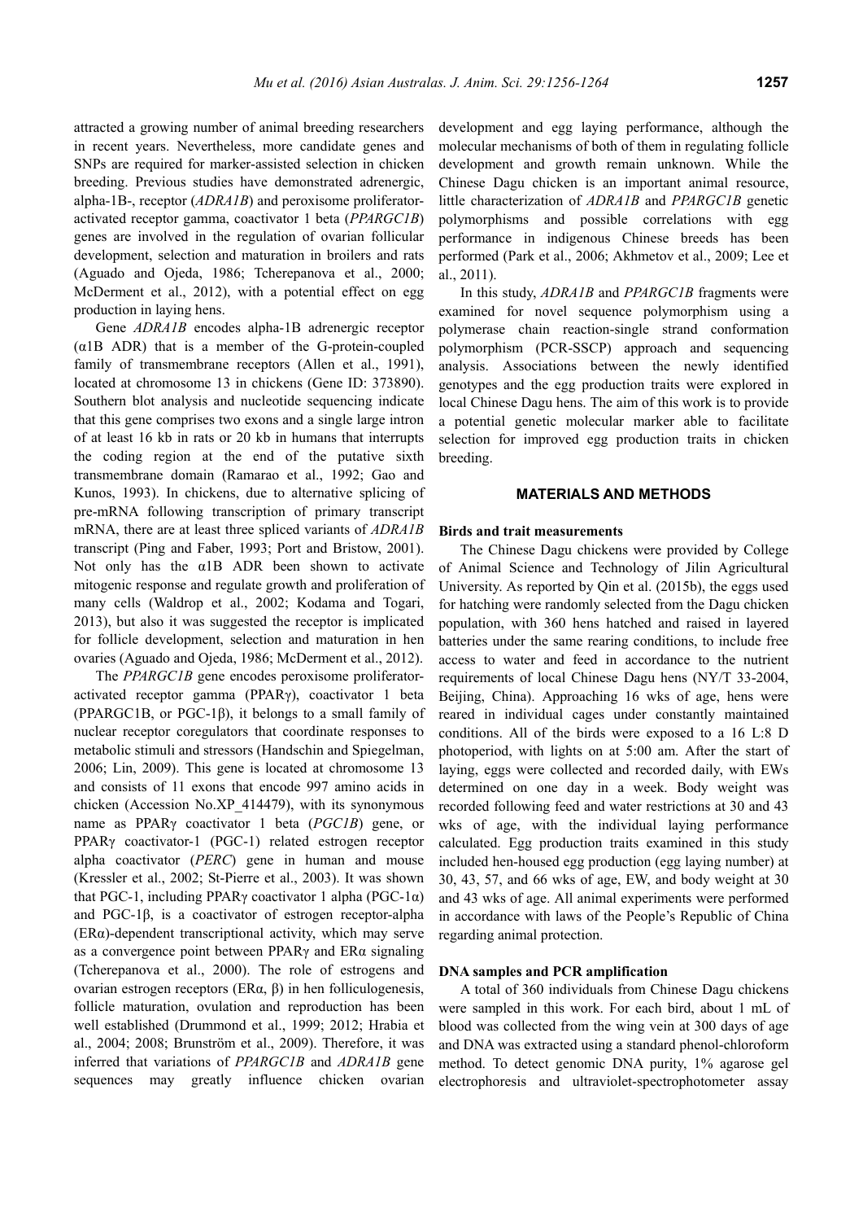attracted a growing number of animal breeding researchers in recent years. Nevertheless, more candidate genes and SNPs are required for marker-assisted selection in chicken breeding. Previous studies have demonstrated adrenergic, alpha-1B-, receptor (*ADRA1B*) and peroxisome proliferator-activated receptor gamma, coactivator 1 beta (*PPARGC1B*) genes are involved in the regulation of ovarian follicular development, selection and maturation in broilers and rats (Aguado and Ojeda, 1986; Tcherepanova et al., 2000; McDerment et al., 2012), with a potential effect on egg production in laying hens.

Gene *ADRA1B* encodes alpha-1B adrenergic receptor (α1B ADR) that is a member of the G-protein-coupled family of transmembrane receptors (Allen et al., 1991), located at chromosome 13 in chickens (Gene ID: 373890). Southern blot analysis and nucleotide sequencing indicate that this gene comprises two exons and a single large intron of at least 16 kb in rats or 20 kb in humans that interrupts the coding region at the end of the putative sixth transmembrane domain (Ramarao et al., 1992; Gao and Kunos, 1993). In chickens, due to alternative splicing of pre-mRNA following transcription of primary transcript mRNA, there are at least three spliced variants of *ADRA1B* transcript (Ping and Faber, 1993; Port and Bristow, 2001). Not only has the α1B ADR been shown to activate mitogenic response and regulate growth and proliferation of many cells (Waldrop et al., 2002; Kodama and Togari, 2013), but also it was suggested the receptor is implicated for follicle development, selection and maturation in hen ovaries (Aguado and Ojeda, 1986; McDerment et al., 2012).

The *PPARGC1B* gene encodes peroxisome proliferator-activated receptor gamma (PPARγ), coactivator 1 beta (PPARGC1B, or PGC-1β), it belongs to a small family of nuclear receptor coregulators that coordinate responses to metabolic stimuli and stressors (Handschin and Spiegelman, 2006; Lin, 2009). This gene is located at chromosome 13 and consists of 11 exons that encode 997 amino acids in chicken (Accession No.XP_414479), with its synonymous name as PPARγ coactivator 1 beta (*PGC1B*) gene, or PPARγ coactivator-1 (PGC-1) related estrogen receptor alpha coactivator (*PERC*) gene in human and mouse (Kressler et al., 2002; St-Pierre et al., 2003). It was shown that PGC-1, including PPARγ coactivator 1 alpha (PGC-1α) and PGC-1β, is a coactivator of estrogen receptor-alpha (ERα)-dependent transcriptional activity, which may serve as a convergence point between PPARγ and ERα signaling (Tcherepanova et al., 2000). The role of estrogens and ovarian estrogen receptors (ERα, β) in hen folliculogenesis, follicle maturation, ovulation and reproduction has been well established (Drummond et al., 1999; 2012; Hrabia et al., 2004; 2008; Brunström et al., 2009). Therefore, it was inferred that variations of *PPARGC1B* and *ADRA1B* gene sequences may greatly influence chicken ovarian development and egg laying performance, although the molecular mechanisms of both of them in regulating follicle development and growth remain unknown. While the Chinese Dagu chicken is an important animal resource, little characterization of *ADRA1B* and *PPARGC1B* genetic polymorphisms and possible correlations with egg performance in indigenous Chinese breeds has been performed (Park et al., 2006; Akhmetov et al., 2009; Lee et al., 2011).

In this study, *ADRA1B* and *PPARGC1B* fragments were examined for novel sequence polymorphism using a polymerase chain reaction-single strand conformation polymorphism (PCR-SSCP) approach and sequencing analysis. Associations between the newly identified genotypes and the egg production traits were explored in local Chinese Dagu hens. The aim of this work is to provide a potential genetic molecular marker able to facilitate selection for improved egg production traits in chicken breeding.

## MATERIALS AND METHODS

### Birds and trait measurements

The Chinese Dagu chickens were provided by College of Animal Science and Technology of Jilin Agricultural University. As reported by Qin et al. (2015b), the eggs used for hatching were randomly selected from the Dagu chicken population, with 360 hens hatched and raised in layered batteries under the same rearing conditions, to include free access to water and feed in accordance to the nutrient requirements of local Chinese Dagu hens (NY/T 33-2004, Beijing, China). Approaching 16 wks of age, hens were reared in individual cages under constantly maintained conditions. All of the birds were exposed to a 16 L:8 D photoperiod, with lights on at 5:00 am. After the start of laying, eggs were collected and recorded daily, with EWs determined on one day in a week. Body weight was recorded following feed and water restrictions at 30 and 43 wks of age, with the individual laying performance calculated. Egg production traits examined in this study included hen-housed egg production (egg laying number) at 30, 43, 57, and 66 wks of age, EW, and body weight at 30 and 43 wks of age. All animal experiments were performed in accordance with laws of the People's Republic of China regarding animal protection.

### DNA samples and PCR amplification

A total of 360 individuals from Chinese Dagu chickens were sampled in this work. For each bird, about 1 mL of blood was collected from the wing vein at 300 days of age and DNA was extracted using a standard phenol-chloroform method. To detect genomic DNA purity, 1% agarose gel electrophoresis and ultraviolet-spectrophotometer assay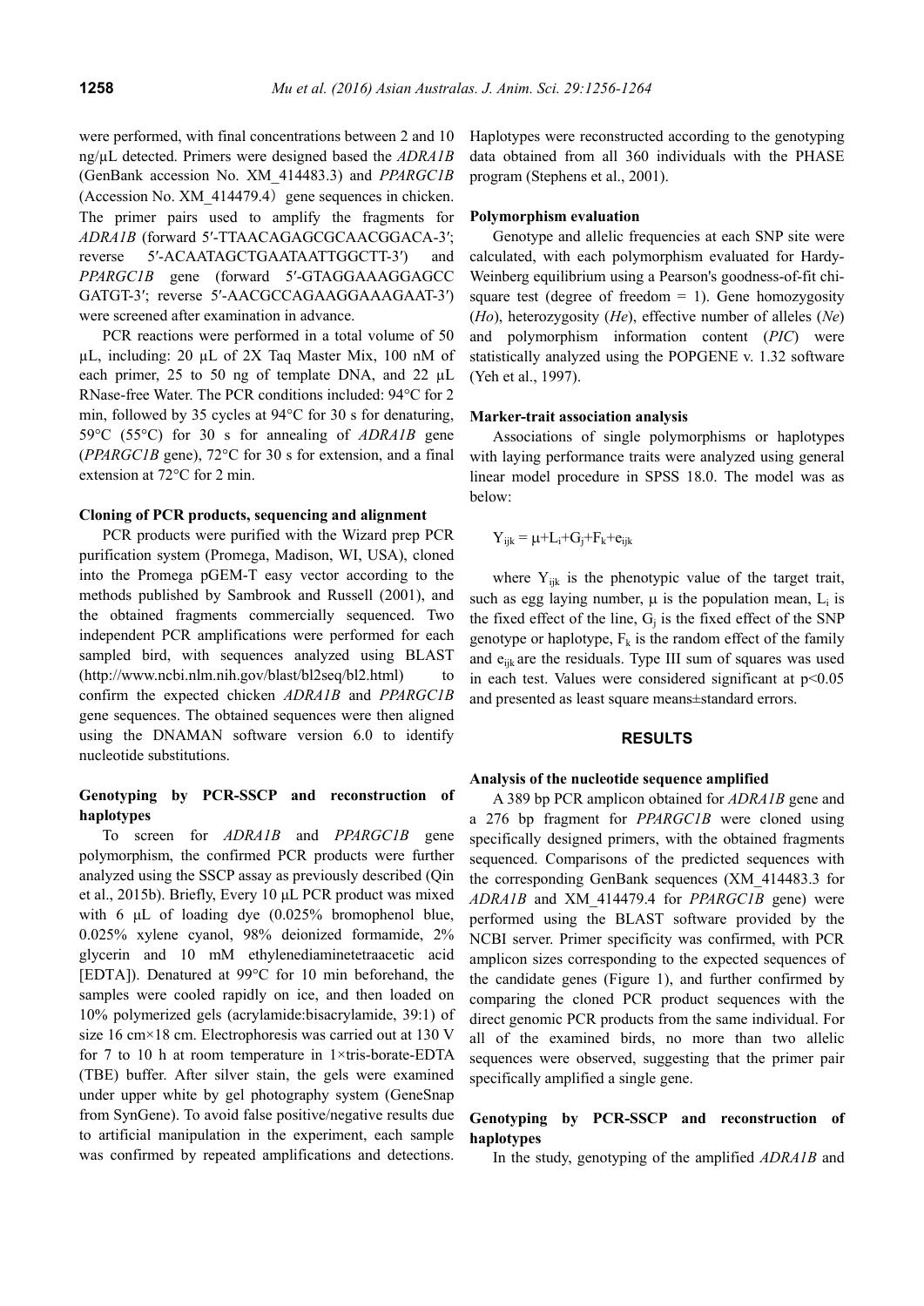were performed, with final concentrations between 2 and 10 ng/μL detected. Primers were designed based the *ADRA1B* (GenBank accession No. XM_414483.3) and *PPARGC1B* (Accession No. XM_414479.4）gene sequences in chicken. The primer pairs used to amplify the fragments for *ADRA1B* (forward 5′-TTAACAGAGCGCAACGGACA-3′; reverse 5′-ACAATAGCTGAATAATTGGCTT-3′) and *PPARGC1B* gene (forward 5′-GTAGGAAAGGAGCC GATGT-3′; reverse 5′-AACGCCAGAAGGAAAGAAT-3′) were screened after examination in advance.

PCR reactions were performed in a total volume of 50 μL, including: 20 μL of 2X Taq Master Mix, 100 nM of each primer, 25 to 50 ng of template DNA, and 22 μL RNase-free Water. The PCR conditions included: 94°C for 2 min, followed by 35 cycles at 94°C for 30 s for denaturing, 59°C (55°C) for 30 s for annealing of *ADRA1B* gene (*PPARGC1B* gene), 72°C for 30 s for extension, and a final extension at 72°C for 2 min.

#### Cloning of PCR products, sequencing and alignment

PCR products were purified with the Wizard prep PCR purification system (Promega, Madison, WI, USA), cloned into the Promega pGEM-T easy vector according to the methods published by Sambrook and Russell (2001), and the obtained fragments commercially sequenced. Two independent PCR amplifications were performed for each sampled bird, with sequences analyzed using BLAST (http://www.ncbi.nlm.nih.gov/blast/bl2seq/bl2.html) to confirm the expected chicken *ADRA1B* and *PPARGC1B* gene sequences. The obtained sequences were then aligned using the DNAMAN software version 6.0 to identify nucleotide substitutions.

#### Genotyping by PCR-SSCP and reconstruction of haplotypes

To screen for *ADRA1B* and *PPARGC1B* gene polymorphism, the confirmed PCR products were further analyzed using the SSCP assay as previously described (Qin et al., 2015b). Briefly, Every 10 μL PCR product was mixed with 6 μL of loading dye (0.025% bromophenol blue, 0.025% xylene cyanol, 98% deionized formamide, 2% glycerin and 10 mM ethylenediaminetetraacetic acid [EDTA]). Denatured at 99°C for 10 min beforehand, the samples were cooled rapidly on ice, and then loaded on 10% polymerized gels (acrylamide:bisacrylamide, 39:1) of size 16 cm×18 cm. Electrophoresis was carried out at 130 V for 7 to 10 h at room temperature in 1×tris-borate-EDTA (TBE) buffer. After silver stain, the gels were examined under upper white by gel photography system (GeneSnap from SynGene). To avoid false positive/negative results due to artificial manipulation in the experiment, each sample was confirmed by repeated amplifications and detections. Haplotypes were reconstructed according to the genotyping data obtained from all 360 individuals with the PHASE program (Stephens et al., 2001).

#### Polymorphism evaluation

Genotype and allelic frequencies at each SNP site were calculated, with each polymorphism evaluated for Hardy-Weinberg equilibrium using a Pearson's goodness-of-fit chi-square test (degree of freedom = 1). Gene homozygosity (*Ho*), heterozygosity (*He*), effective number of alleles (*Ne*) and polymorphism information content (*PIC*) were statistically analyzed using the POPGENE v. 1.32 software (Yeh et al., 1997).

#### Marker-trait association analysis

Associations of single polymorphisms or haplotypes with laying performance traits were analyzed using general linear model procedure in SPSS 18.0. The model was as below:

$$Y_{ijk} = \mu + L_i + G_j + F_k + e_{ijk}$$

where $Y_{ijk}$ is the phenotypic value of the target trait, such as egg laying number, μ is the population mean, $L_i$ is the fixed effect of the line, $G_j$ is the fixed effect of the SNP genotype or haplotype, $F_k$ is the random effect of the family and $e_{ijk}$ are the residuals. Type III sum of squares was used in each test. Values were considered significant at $p<0.05$ and presented as least square means±standard errors.

## RESULTS

#### Analysis of the nucleotide sequence amplified

A 389 bp PCR amplicon obtained for *ADRA1B* gene and a 276 bp fragment for *PPARGC1B* were cloned using specifically designed primers, with the obtained fragments sequenced. Comparisons of the predicted sequences with the corresponding GenBank sequences (XM_414483.3 for *ADRA1B* and XM_414479.4 for *PPARGC1B* gene) were performed using the BLAST software provided by the NCBI server. Primer specificity was confirmed, with PCR amplicon sizes corresponding to the expected sequences of the candidate genes (Figure 1), and further confirmed by comparing the cloned PCR product sequences with the direct genomic PCR products from the same individual. For all of the examined birds, no more than two allelic sequences were observed, suggesting that the primer pair specifically amplified a single gene.

#### Genotyping by PCR-SSCP and reconstruction of haplotypes

In the study, genotyping of the amplified *ADRA1B* and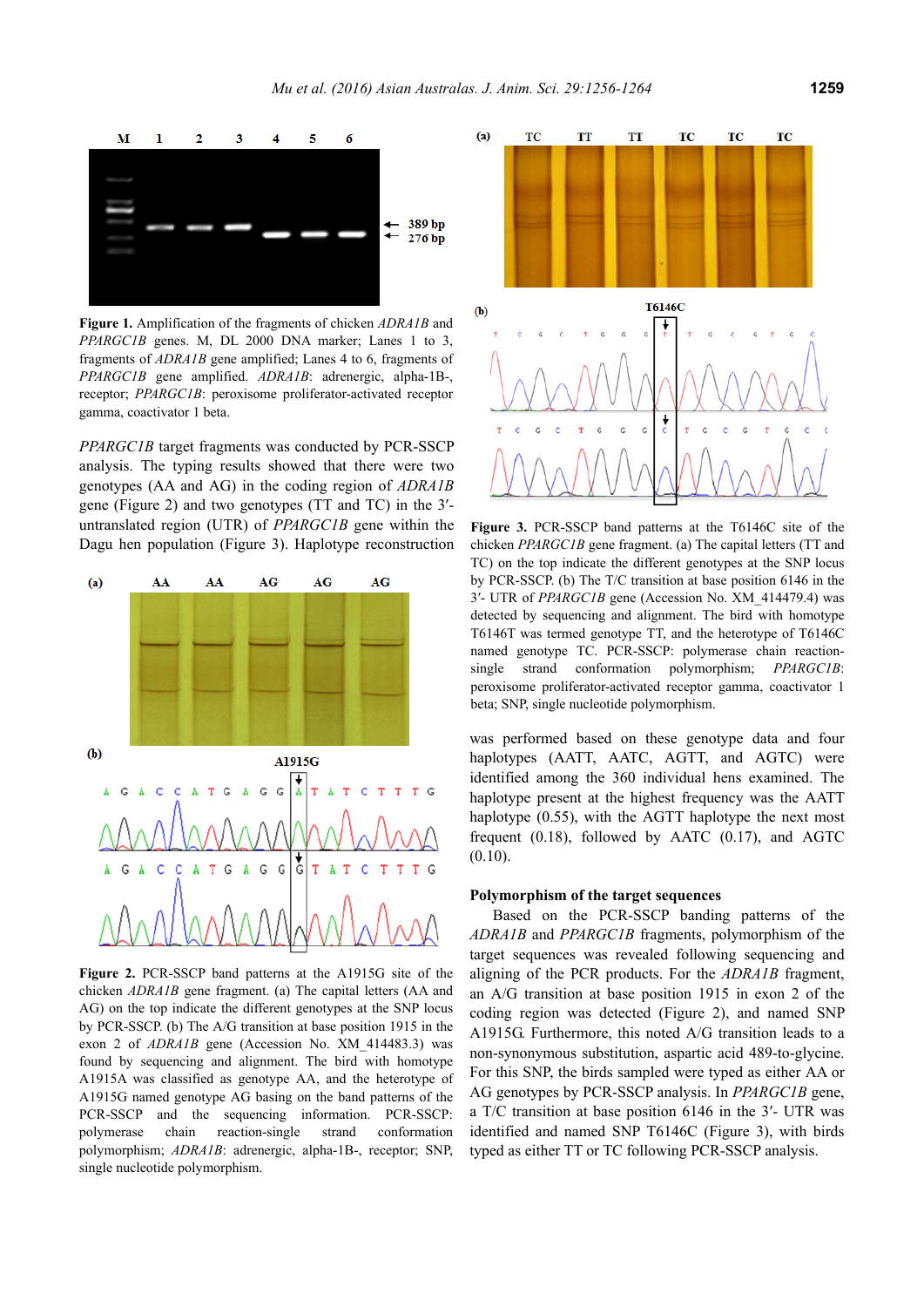**Figure 1.** Amplification of the fragments of chicken *ADRA1B* and *PPARGC1B* genes. M, DL 2000 DNA marker; Lanes 1 to 3, fragments of *ADRA1B* gene amplified; Lanes 4 to 6, fragments of *PPARGC1B* gene amplified. *ADRA1B*: adrenergic, alpha-1B-, receptor; *PPARGC1B*: peroxisome proliferator-activated receptor gamma, coactivator 1 beta.

*PPARGC1B* target fragments was conducted by PCR-SSCP analysis. The typing results showed that there were two genotypes (AA and AG) in the coding region of *ADRA1B* gene (Figure 2) and two genotypes (TT and TC) in the 3′-untranslated region (UTR) of *PPARGC1B* gene within the Dagu hen population (Figure 3). Haplotype reconstruction was performed based on these genotype data and four haplotypes (AATT, AATC, AGTT, and AGTC) were identified among the 360 individual hens examined. The haplotype present at the highest frequency was the AATT haplotype (0.55), with the AGTT haplotype the next most frequent (0.18), followed by AATC (0.17), and AGTC (0.10).

**Figure 2.** PCR-SSCP band patterns at the A1915G site of the chicken *ADRA1B* gene fragment. (a) The capital letters (AA and AG) on the top indicate the different genotypes at the SNP locus by PCR-SSCP. (b) The A/G transition at base position 1915 in the exon 2 of *ADRA1B* gene (Accession No. XM_414483.3) was found by sequencing and alignment. The bird with homotype A1915A was classified as genotype AA, and the heterotype of A1915G named genotype AG basing on the band patterns of the PCR-SSCP and the sequencing information. PCR-SSCP: polymerase chain reaction-single strand conformation polymorphism; *ADRA1B*: adrenergic, alpha-1B-, receptor; SNP, single nucleotide polymorphism.

**Figure 3.** PCR-SSCP band patterns at the T6146C site of the chicken *PPARGC1B* gene fragment. (a) The capital letters (TT and TC) on the top indicate the different genotypes at the SNP locus by PCR-SSCP. (b) The T/C transition at base position 6146 in the 3′- UTR of *PPARGC1B* gene (Accession No. XM_414479.4) was detected by sequencing and alignment. The bird with homotype T6146T was termed genotype TT, and the heterotype of T6146C named genotype TC. PCR-SSCP: polymerase chain reaction-single strand conformation polymorphism; *PPARGC1B*: peroxisome proliferator-activated receptor gamma, coactivator 1 beta; SNP, single nucleotide polymorphism.

### Polymorphism of the target sequences

Based on the PCR-SSCP banding patterns of the *ADRA1B* and *PPARGC1B* fragments, polymorphism of the target sequences was revealed following sequencing and aligning of the PCR products. For the *ADRA1B* fragment, an A/G transition at base position 1915 in exon 2 of the coding region was detected (Figure 2), and named SNP A1915G. Furthermore, this noted A/G transition leads to a non-synonymous substitution, aspartic acid 489-to-glycine. For this SNP, the birds sampled were typed as either AA or AG genotypes by PCR-SSCP analysis. In *PPARGC1B* gene, a T/C transition at base position 6146 in the 3′- UTR was identified and named SNP T6146C (Figure 3), with birds typed as either TT or TC following PCR-SSCP analysis.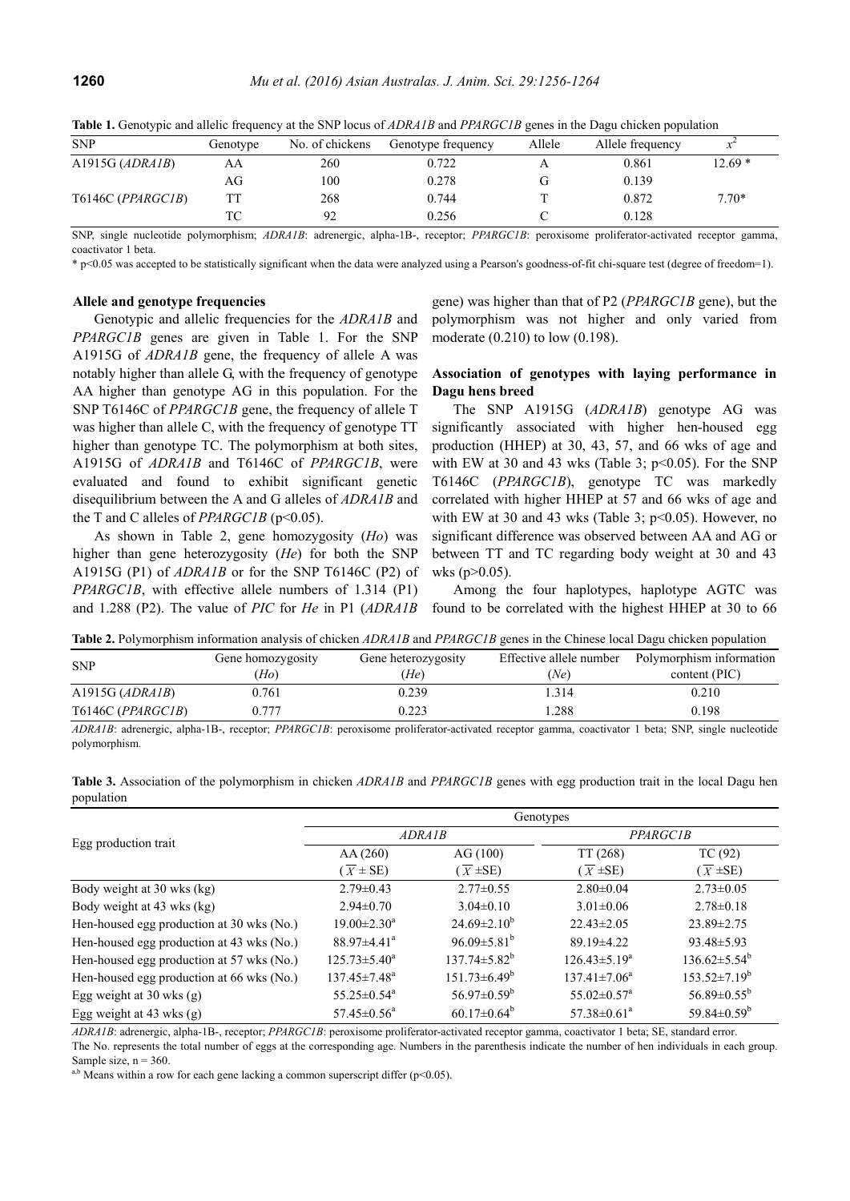**Table 1.** Genotypic and allelic frequency at the SNP locus of *ADRA1B* and *PPARGC1B* genes in the Dagu chicken population

| SNP | Genotype | No. of chickens | Genotype frequency | Allele | Allele frequency | $x^2$ |
|---|---|---|---|---|---|---|
| A1915G (*ADRA1B*) | AA | 260 | 0.722 | A | 0.861 | 12.69 * |
| | AG | 100 | 0.278 | G | 0.139 | |
| T6146C (*PPARGC1B*) | TT | 268 | 0.744 | T | 0.872 | 7.70* |
| | TC | 92 | 0.256 | C | 0.128 | |

SNP, single nucleotide polymorphism; *ADRA1B*: adrenergic, alpha-1B-, receptor; *PPARGC1B*: peroxisome proliferator-activated receptor gamma, coactivator 1 beta.

\* p<0.05 was accepted to be statistically significant when the data were analyzed using a Pearson's goodness-of-fit chi-square test (degree of freedom=1).

**Allele and genotype frequencies**

Genotypic and allelic frequencies for the *ADRA1B* and *PPARGC1B* genes are given in Table 1. For the SNP A1915G of *ADRA1B* gene, the frequency of allele A was notably higher than allele G, with the frequency of genotype AA higher than genotype AG in this population. For the SNP T6146C of *PPARGC1B* gene, the frequency of allele T was higher than allele C, with the frequency of genotype TT higher than genotype TC. The polymorphism at both sites, A1915G of *ADRA1B* and T6146C of *PPARGC1B*, were evaluated and found to exhibit significant genetic disequilibrium between the A and G alleles of *ADRA1B* and the T and C alleles of *PPARGC1B* (p<0.05).

As shown in Table 2, gene homozygosity (*Ho*) was higher than gene heterozygosity (*He*) for both the SNP A1915G (P1) of *ADRA1B* or for the SNP T6146C (P2) of *PPARGC1B*, with effective allele numbers of 1.314 (P1) and 1.288 (P2). The value of *PIC* for *He* in P1 (*ADRA1B* gene) was higher than that of P2 (*PPARGC1B* gene), but the polymorphism was not higher and only varied from moderate (0.210) to low (0.198).

**Association of genotypes with laying performance in Dagu hens breed**

The SNP A1915G (*ADRA1B*) genotype AG was significantly associated with higher hen-housed egg production (HHEP) at 30, 43, 57, and 66 wks of age and with EW at 30 and 43 wks (Table 3; p<0.05). For the SNP T6146C (*PPARGC1B*), genotype TC was markedly correlated with higher HHEP at 57 and 66 wks of age and with EW at 30 and 43 wks (Table 3; p<0.05). However, no significant difference was observed between AA and AG or between TT and TC regarding body weight at 30 and 43 wks (p>0.05).

Among the four haplotypes, haplotype AGTC was found to be correlated with the highest HHEP at 30 to 66

**Table 2.** Polymorphism information analysis of chicken *ADRA1B* and *PPARGC1B* genes in the Chinese local Dagu chicken population

| SNP | Gene homozygosity (*Ho*) | Gene heterozygosity (*He*) | Effective allele number (*Ne*) | Polymorphism information content (PIC) |
|---|---|---|---|---|
| A1915G (*ADRA1B*) | 0.761 | 0.239 | 1.314 | 0.210 |
| T6146C (*PPARGC1B*) | 0.777 | 0.223 | 1.288 | 0.198 |

*ADRA1B*: adrenergic, alpha-1B-, receptor; *PPARGC1B*: peroxisome proliferator-activated receptor gamma, coactivator 1 beta; SNP, single nucleotide polymorphism.

**Table 3.** Association of the polymorphism in chicken *ADRA1B* and *PPARGC1B* genes with egg production trait in the local Dagu hen population

| Egg production trait | Genotypes | | | |
|---|---|---|---|---|
| | *ADRA1B* | | *PPARGC1B* | |
| | AA (260) ($\overline{X}$ ± SE) | AG (100) ($\overline{X}$ ±SE) | TT (268) ($\overline{X}$ ±SE) | TC (92) ($\overline{X}$ ±SE) |
| Body weight at 30 wks (kg) | 2.79±0.43 | 2.77±0.55 | 2.80±0.04 | 2.73±0.05 |
| Body weight at 43 wks (kg) | 2.94±0.70 | 3.04±0.10 | 3.01±0.06 | 2.78±0.18 |
| Hen-housed egg production at 30 wks (No.) | 19.00±2.30[a] | 24.69±2.10[b] | 22.43±2.05 | 23.89±2.75 |
| Hen-housed egg production at 43 wks (No.) | 88.97±4.41[a] | 96.09±5.81[b] | 89.19±4.22 | 93.48±5.93 |
| Hen-housed egg production at 57 wks (No.) | 125.73±5.40[a] | 137.74±5.82[b] | 126.43±5.19[a] | 136.62±5.54[b] |
| Hen-housed egg production at 66 wks (No.) | 137.45±7.48[a] | 151.73±6.49[b] | 137.41±7.06[a] | 153.52±7.19[b] |
| Egg weight at 30 wks (g) | 55.25±0.54[a] | 56.97±0.59[b] | 55.02±0.57[a] | 56.89±0.55[b] |
| Egg weight at 43 wks (g) | 57.45±0.56[a] | 60.17±0.64[b] | 57.38±0.61[a] | 59.84±0.59[b] |

*ADRA1B*: adrenergic, alpha-1B-, receptor; *PPARGC1B*: peroxisome proliferator-activated receptor gamma, coactivator 1 beta; SE, standard error.

The No. represents the total number of eggs at the corresponding age. Numbers in the parenthesis indicate the number of hen individuals in each group. Sample size, n = 360.

[a,b] Means within a row for each gene lacking a common superscript differ (p<0.05).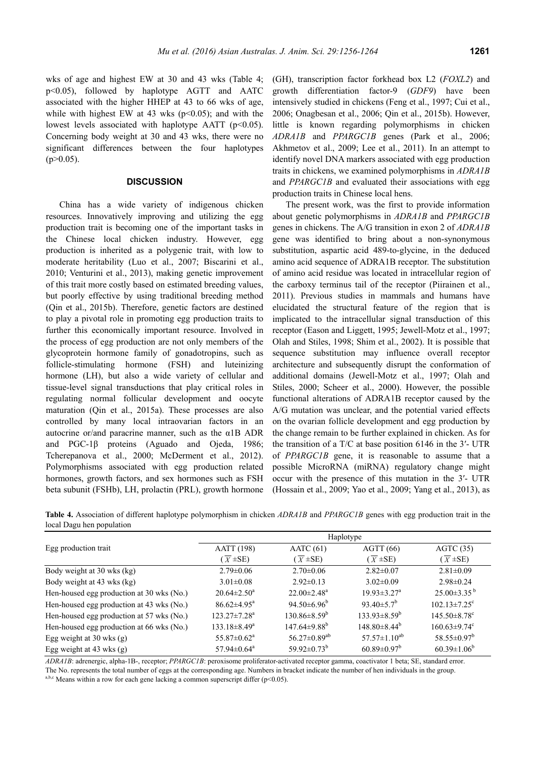wks of age and highest EW at 30 and 43 wks (Table 4; $p<0.05$), followed by haplotype AGTT and AATC associated with the higher HHEP at 43 to 66 wks of age, while with highest EW at 43 wks ($p<0.05$); and with the lowest levels associated with haplotype AATT ($p<0.05$). Concerning body weight at 30 and 43 wks, there were no significant differences between the four haplotypes ($p>0.05$).

## DISCUSSION

China has a wide variety of indigenous chicken resources. Innovatively improving and utilizing the egg production trait is becoming one of the important tasks in the Chinese local chicken industry. However, egg production is inherited as a polygenic trait, with low to moderate heritability (Luo et al., 2007; Biscarini et al., 2010; Venturini et al., 2013), making genetic improvement of this trait more costly based on estimated breeding values, but poorly effective by using traditional breeding method (Qin et al., 2015b). Therefore, genetic factors are destined to play a pivotal role in promoting egg production traits to further this economically important resource. Involved in the process of egg production are not only members of the glycoprotein hormone family of gonadotropins, such as follicle-stimulating hormone (FSH) and luteinizing hormone (LH), but also a wide variety of cellular and tissue-level signal transductions that play critical roles in regulating normal follicular development and oocyte maturation (Qin et al., 2015a). These processes are also controlled by many local intraovarian factors in an autocrine or/and paracrine manner, such as the α1B ADR and PGC-1β proteins (Aguado and Ojeda, 1986; Tcherepanova et al., 2000; McDerment et al., 2012). Polymorphisms associated with egg production related hormones, growth factors, and sex hormones such as FSH beta subunit (FSHb), LH, prolactin (PRL), growth hormone (GH), transcription factor forkhead box L2 (*FOXL2*) and growth differentiation factor-9 (*GDF9*) have been intensively studied in chickens (Feng et al., 1997; Cui et al., 2006; Onagbesan et al., 2006; Qin et al., 2015b). However, little is known regarding polymorphisms in chicken *ADRA1B* and *PPARGC1B* genes (Park et al., 2006; Akhmetov et al., 2009; Lee et al., 2011). In an attempt to identify novel DNA markers associated with egg production traits in chickens, we examined polymorphisms in *ADRA1B* and *PPARGC1B* and evaluated their associations with egg production traits in Chinese local hens.

The present work, was the first to provide information about genetic polymorphisms in *ADRA1B* and *PPARGC1B* genes in chickens. The A/G transition in exon 2 of *ADRA1B* gene was identified to bring about a non-synonymous substitution, aspartic acid 489-to-glycine, in the deduced amino acid sequence of ADRA1B receptor. The substitution of amino acid residue was located in intracellular region of the carboxy terminus tail of the receptor (Piirainen et al., 2011). Previous studies in mammals and humans have elucidated the structural feature of the region that is implicated to the intracellular signal transduction of this receptor (Eason and Liggett, 1995; Jewell-Motz et al., 1997; Olah and Stiles, 1998; Shim et al., 2002). It is possible that sequence substitution may influence overall receptor architecture and subsequently disrupt the conformation of additional domains (Jewell-Motz et al., 1997; Olah and Stiles, 2000; Scheer et al., 2000). However, the possible functional alterations of ADRA1B receptor caused by the A/G mutation was unclear, and the potential varied effects on the ovarian follicle development and egg production by the change remain to be further explained in chicken. As for the transition of a T/C at base position 6146 in the 3′- UTR of *PPARGC1B* gene, it is reasonable to assume that a possible MicroRNA (miRNA) regulatory change might occur with the presence of this mutation in the 3′- UTR (Hossain et al., 2009; Yao et al., 2009; Yang et al., 2013), as

**Table 4.** Association of different haplotype polymorphism in chicken *ADRA1B* and *PPARGC1B* genes with egg production trait in the local Dagu hen population

| Egg production trait | Haplotype | | | |
|---|---|---|---|---|
| | AATT (198) | AATC (61) | AGTT (66) | AGTC (35) |
| | ($\overline{X}$ ±SE) | ($\overline{X}$ ±SE) | ($\overline{X}$ ±SE) | ($\overline{X}$ ±SE) |
| Body weight at 30 wks (kg) | 2.79±0.06 | 2.70±0.06 | 2.82±0.07 | 2.81±0.09 |
| Body weight at 43 wks (kg) | 3.01±0.08 | 2.92±0.13 | 3.02±0.09 | 2.98±0.24 |
| Hen-housed egg production at 30 wks (No.) | 20.64±2.50[a] | 22.00±2.48[a] | 19.93±3.27[a] | 25.00±3.35[b] |
| Hen-housed egg production at 43 wks (No.) | 86.62±4.95[a] | 94.50±6.96[b] | 93.40±5.7[b] | 102.13±7.25[c] |
| Hen-housed egg production at 57 wks (No.) | 123.27±7.28[a] | 130.86±8.59[b] | 133.93±8.59[b] | 145.50±8.78[c] |
| Hen-housed egg production at 66 wks (No.) | 133.18±8.49[a] | 147.64±9.88[b] | 148.80±8.44[b] | 160.63±9.74[c] |
| Egg weight at 30 wks (g) | 55.87±0.62[a] | 56.27±0.89[ab] | 57.57±1.10[ab] | 58.55±0.97[b] |
| Egg weight at 43 wks (g) | 57.94±0.64[a] | 59.92±0.73[b] | 60.89±0.97[b] | 60.39±1.06[b] |

*ADRA1B*: adrenergic, alpha-1B-, receptor; *PPARGC1B*: peroxisome proliferator-activated receptor gamma, coactivator 1 beta; SE, standard error.
The No. represents the total number of eggs at the corresponding age. Numbers in bracket indicate the number of hen individuals in the group.
[a,b,c] Means within a row for each gene lacking a common superscript differ ($p<0.05$).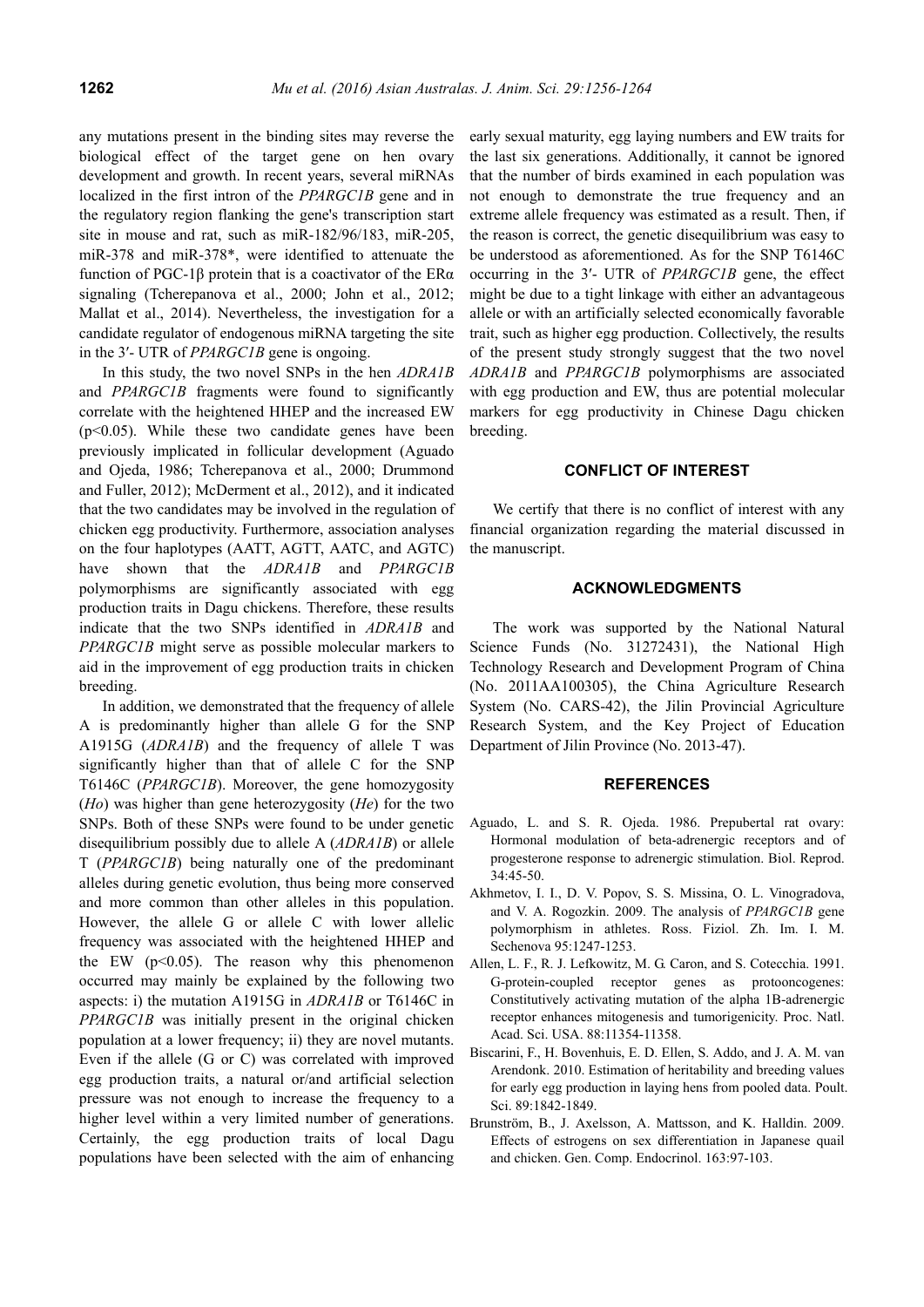any mutations present in the binding sites may reverse the biological effect of the target gene on hen ovary development and growth. In recent years, several miRNAs localized in the first intron of the *PPARGC1B* gene and in the regulatory region flanking the gene's transcription start site in mouse and rat, such as miR-182/96/183, miR-205, miR-378 and miR-378*, were identified to attenuate the function of PGC-1β protein that is a coactivator of the ERα signaling (Tcherepanova et al., 2000; John et al., 2012; Mallat et al., 2014). Nevertheless, the investigation for a candidate regulator of endogenous miRNA targeting the site in the 3′- UTR of *PPARGC1B* gene is ongoing.

In this study, the two novel SNPs in the hen *ADRA1B* and *PPARGC1B* fragments were found to significantly correlate with the heightened HHEP and the increased EW ($p<0.05$). While these two candidate genes have been previously implicated in follicular development (Aguado and Ojeda, 1986; Tcherepanova et al., 2000; Drummond and Fuller, 2012); McDerment et al., 2012), and it indicated that the two candidates may be involved in the regulation of chicken egg productivity. Furthermore, association analyses on the four haplotypes (AATT, AGTT, AATC, and AGTC) have shown that the *ADRA1B* and *PPARGC1B* polymorphisms are significantly associated with egg production traits in Dagu chickens. Therefore, these results indicate that the two SNPs identified in *ADRA1B* and *PPARGC1B* might serve as possible molecular markers to aid in the improvement of egg production traits in chicken breeding.

In addition, we demonstrated that the frequency of allele A is predominantly higher than allele G for the SNP A1915G (*ADRA1B*) and the frequency of allele T was significantly higher than that of allele C for the SNP T6146C (*PPARGC1B*). Moreover, the gene homozygosity (*Ho*) was higher than gene heterozygosity (*He*) for the two SNPs. Both of these SNPs were found to be under genetic disequilibrium possibly due to allele A (*ADRA1B*) or allele T (*PPARGC1B*) being naturally one of the predominant alleles during genetic evolution, thus being more conserved and more common than other alleles in this population. However, the allele G or allele C with lower allelic frequency was associated with the heightened HHEP and the EW ($p<0.05$). The reason why this phenomenon occurred may mainly be explained by the following two aspects: i) the mutation A1915G in *ADRA1B* or T6146C in *PPARGC1B* was initially present in the original chicken population at a lower frequency; ii) they are novel mutants. Even if the allele (G or C) was correlated with improved egg production traits, a natural or/and artificial selection pressure was not enough to increase the frequency to a higher level within a very limited number of generations. Certainly, the egg production traits of local Dagu populations have been selected with the aim of enhancing early sexual maturity, egg laying numbers and EW traits for the last six generations. Additionally, it cannot be ignored that the number of birds examined in each population was not enough to demonstrate the true frequency and an extreme allele frequency was estimated as a result. Then, if the reason is correct, the genetic disequilibrium was easy to be understood as aforementioned. As for the SNP T6146C occurring in the 3′- UTR of *PPARGC1B* gene, the effect might be due to a tight linkage with either an advantageous allele or with an artificially selected economically favorable trait, such as higher egg production. Collectively, the results of the present study strongly suggest that the two novel *ADRA1B* and *PPARGC1B* polymorphisms are associated with egg production and EW, thus are potential molecular markers for egg productivity in Chinese Dagu chicken breeding.

## CONFLICT OF INTEREST

We certify that there is no conflict of interest with any financial organization regarding the material discussed in the manuscript.

## ACKNOWLEDGMENTS

The work was supported by the National Natural Science Funds (No. 31272431), the National High Technology Research and Development Program of China (No. 2011AA100305), the China Agriculture Research System (No. CARS-42), the Jilin Provincial Agriculture Research System, and the Key Project of Education Department of Jilin Province (No. 2013-47).

## REFERENCES

Aguado, L. and S. R. Ojeda. 1986. Prepubertal rat ovary: Hormonal modulation of beta-adrenergic receptors and of progesterone response to adrenergic stimulation. Biol. Reprod. 34:45-50.

Akhmetov, I. I., D. V. Popov, S. S. Missina, O. L. Vinogradova, and V. A. Rogozkin. 2009. The analysis of *PPARGC1B* gene polymorphism in athletes. Ross. Fiziol. Zh. Im. I. M. Sechenova 95:1247-1253.

Allen, L. F., R. J. Lefkowitz, M. G. Caron, and S. Cotecchia. 1991. G-protein-coupled receptor genes as protooncogenes: Constitutively activating mutation of the alpha 1B-adrenergic receptor enhances mitogenesis and tumorigenicity. Proc. Natl. Acad. Sci. USA. 88:11354-11358.

Biscarini, F., H. Bovenhuis, E. D. Ellen, S. Addo, and J. A. M. van Arendonk. 2010. Estimation of heritability and breeding values for early egg production in laying hens from pooled data. Poult. Sci. 89:1842-1849.

Brunström, B., J. Axelsson, A. Mattsson, and K. Halldin. 2009. Effects of estrogens on sex differentiation in Japanese quail and chicken. Gen. Comp. Endocrinol. 163:97-103.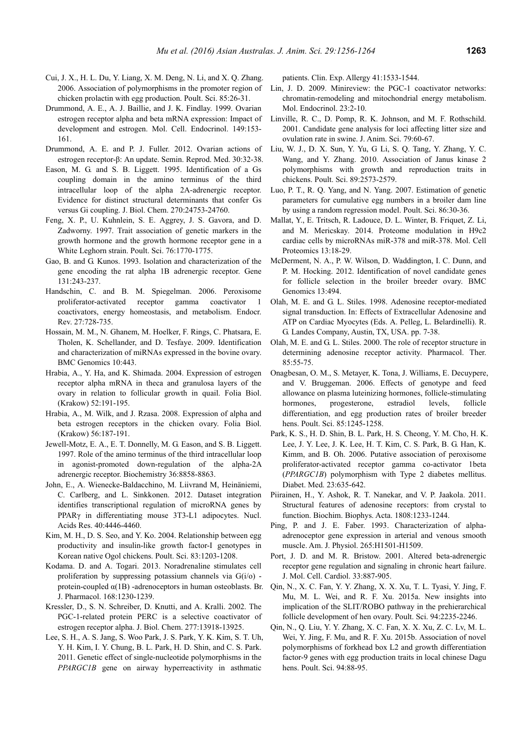Cui, J. X., H. L. Du, Y. Liang, X. M. Deng, N. Li, and X. Q. Zhang. 2006. Association of polymorphisms in the promoter region of chicken prolactin with egg production. Poult. Sci. 85:26-31.

Drummond, A. E., A. J. Baillie, and J. K. Findlay. 1999. Ovarian estrogen receptor alpha and beta mRNA expression: Impact of development and estrogen. Mol. Cell. Endocrinol. 149:153-161.

Drummond, A. E. and P. J. Fuller. 2012. Ovarian actions of estrogen receptor-β: An update. Semin. Reprod. Med. 30:32-38.

Eason, M. G. and S. B. Liggett. 1995. Identification of a Gs coupling domain in the amino terminus of the third intracellular loop of the alpha 2A-adrenergic receptor. Evidence for distinct structural determinants that confer Gs versus Gi coupling. J. Biol. Chem. 270:24753-24760.

Feng, X. P., U. Kuhnlein, S. E. Aggrey, J. S. Gavora, and D. Zadworny. 1997. Trait association of genetic markers in the growth hormone and the growth hormone receptor gene in a White Leghorn strain. Poult. Sci. 76:1770-1775.

Gao, B. and G. Kunos. 1993. Isolation and characterization of the gene encoding the rat alpha 1B adrenergic receptor. Gene 131:243-237.

Handschin, C. and B. M. Spiegelman. 2006. Peroxisome proliferator-activated receptor gamma coactivator 1 coactivators, energy homeostasis, and metabolism. Endocr. Rev. 27:728-735.

Hossain, M. M., N. Ghanem, M. Hoelker, F. Rings, C. Phatsara, E. Tholen, K. Schellander, and D. Tesfaye. 2009. Identification and characterization of miRNAs expressed in the bovine ovary. BMC Genomics 10:443.

Hrabia, A., Y. Ha, and K. Shimada. 2004. Expression of estrogen receptor alpha mRNA in theca and granulosa layers of the ovary in relation to follicular growth in quail. Folia Biol. (Krakow) 52:191-195.

Hrabia, A., M. Wilk, and J. Rzasa. 2008. Expression of alpha and beta estrogen receptors in the chicken ovary. Folia Biol. (Krakow) 56:187-191.

Jewell-Motz, E. A., E. T. Donnelly, M. G. Eason, and S. B. Liggett. 1997. Role of the amino terminus of the third intracellular loop in agonist-promoted down-regulation of the alpha-2A adrenergic receptor. Biochemistry 36:8858-8863.

John, E., A. Wienecke-Baldacchino, M. Liivrand M, Heinäniemi, C. Carlberg, and L. Sinkkonen. 2012. Dataset integration identifies transcriptional regulation of microRNA genes by PPARγ in differentiating mouse 3T3-L1 adipocytes. Nucl. Acids Res. 40:4446-4460.

Kim, M. H., D. S. Seo, and Y. Ko. 2004. Relationship between egg productivity and insulin-like growth factor-I genotypes in Korean native Ogol chickens. Poult. Sci. 83:1203-1208.

Kodama. D. and A. Togari. 2013. Noradrenaline stimulates cell proliferation by suppressing potassium channels via G(i/o) -protein-coupled α(1B) -adrenoceptors in human osteoblasts. Br. J. Pharmacol. 168:1230-1239.

Kressler, D., S. N. Schreiber, D. Knutti, and A. Kralli. 2002. The PGC-1-related protein PERC is a selective coactivator of estrogen receptor alpha. J. Biol. Chem. 277:13918-13925.

Lee, S. H., A. S. Jang, S. Woo Park, J. S. Park, Y. K. Kim, S. T. Uh, Y. H. Kim, I. Y. Chung, B. L. Park, H. D. Shin, and C. S. Park. 2011. Genetic effect of single-nucleotide polymorphisms in the *PPARGC1B* gene on airway hyperreactivity in asthmatic patients. Clin. Exp. Allergy 41:1533-1544.

Lin, J. D. 2009. Minireview: the PGC-1 coactivator networks: chromatin-remodeling and mitochondrial energy metabolism. Mol. Endocrinol. 23:2-10.

Linville, R. C., D. Pomp, R. K. Johnson, and M. F. Rothschild. 2001. Candidate gene analysis for loci affecting litter size and ovulation rate in swine. J. Anim. Sci. 79:60-67.

Liu, W. J., D. X. Sun, Y. Yu, G Li, S. Q. Tang, Y. Zhang, Y. C. Wang, and Y. Zhang. 2010. Association of Janus kinase 2 polymorphisms with growth and reproduction traits in chickens. Poult. Sci. 89:2573-2579.

Luo, P. T., R. Q. Yang, and N. Yang. 2007. Estimation of genetic parameters for cumulative egg numbers in a broiler dam line by using a random regression model. Poult. Sci. 86:30-36.

Mallat, Y., E. Tritsch, R. Ladouce, D. L. Winter, B. Friquet, Z. Li, and M. Mericskay. 2014. Proteome modulation in H9c2 cardiac cells by microRNAs miR-378 and miR-378. Mol. Cell Proteomics 13:18-29.

McDerment, N. A., P. W. Wilson, D. Waddington, I. C. Dunn, and P. M. Hocking. 2012. Identification of novel candidate genes for follicle selection in the broiler breeder ovary. BMC Genomics 13:494.

Olah, M. E. and G. L. Stiles. 1998. Adenosine receptor-mediated signal transduction. In: Effects of Extracellular Adenosine and ATP on Cardiac Myocytes (Eds. A. Pelleg, L. Belardinelli). R. G. Landes Company, Austin, TX, USA. pp. 7-38.

Olah, M. E. and G. L. Stiles. 2000. The role of receptor structure in determining adenosine receptor activity. Pharmacol. Ther. 85:55-75.

Onagbesan, O. M., S. Metayer, K. Tona, J. Williams, E. Decuypere, and V. Bruggeman. 2006. Effects of genotype and feed allowance on plasma luteinizing hormones, follicle-stimulating hormones, progesterone, estradiol levels, follicle differentiation, and egg production rates of broiler breeder hens. Poult. Sci. 85:1245-1258.

Park, K. S., H. D. Shin, B. L. Park, H. S. Cheong, Y. M. Cho, H. K. Lee, J. Y. Lee, J. K. Lee, H. T. Kim, C. S. Park, B. G. Han, K. Kimm, and B. Oh. 2006. Putative association of peroxisome proliferator-activated receptor gamma co-activator 1beta (*PPARGC1B*) polymorphism with Type 2 diabetes mellitus. Diabet. Med. 23:635-642.

Piirainen, H., Y. Ashok, R. T. Nanekar, and V. P. Jaakola. 2011. Structural features of adenosine receptors: from crystal to function. Biochim. Biophys. Acta. 1808:1233-1244.

Ping, P. and J. E. Faber. 1993. Characterization of alpha-adrenoceptor gene expression in arterial and venous smooth muscle. Am. J. Physiol. 265:H1501-H1509.

Port, J. D. and M. R. Bristow. 2001. Altered beta-adrenergic receptor gene regulation and signaling in chronic heart failure. J. Mol. Cell. Cardiol. 33:887-905.

Qin, N., X. C. Fan, Y. Y. Zhang, X. X. Xu, T. L. Tyasi, Y. Jing, F. Mu, M. L. Wei, and R. F. Xu. 2015a. New insights into implication of the SLIT/ROBO pathway in the prehierarchical follicle development of hen ovary. Poult. Sci. 94:2235-2246.

Qin, N., Q. Liu, Y. Y. Zhang, X. C. Fan, X. X. Xu, Z. C. Lv, M. L. Wei, Y. Jing, F. Mu, and R. F. Xu. 2015b. Association of novel polymorphisms of forkhead box L2 and growth differentiation factor-9 genes with egg production traits in local chinese Dagu hens. Poult. Sci. 94:88-95.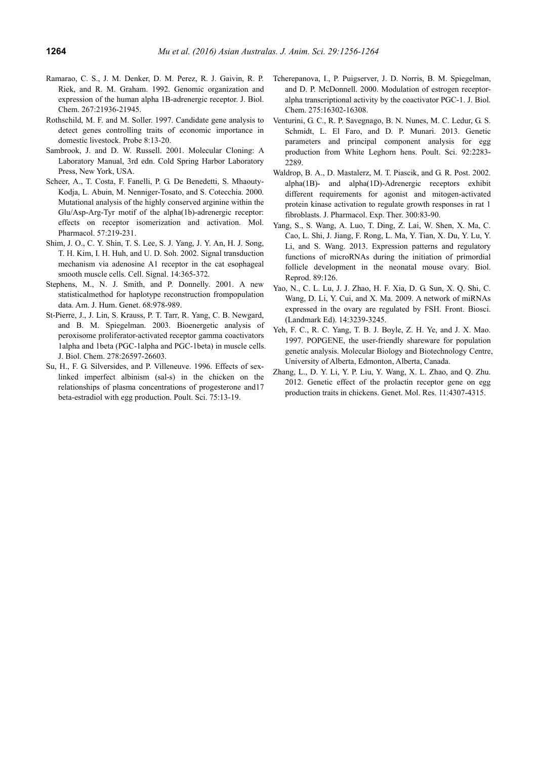Ramarao, C. S., J. M. Denker, D. M. Perez, R. J. Gaivin, R. P. Riek, and R. M. Graham. 1992. Genomic organization and expression of the human alpha 1B-adrenergic receptor. J. Biol. Chem. 267:21936-21945.

Rothschild, M. F. and M. Soller. 1997. Candidate gene analysis to detect genes controlling traits of economic importance in domestic livestock. Probe 8:13-20.

Sambrook, J. and D. W. Russell. 2001. Molecular Cloning: A Laboratory Manual, 3rd edn. Cold Spring Harbor Laboratory Press, New York, USA.

Scheer, A., T. Costa, F. Fanelli, P. G. De Benedetti, S. Mhaouty-Kodja, L. Abuin, M. Nenniger-Tosato, and S. Cotecchia. 2000. Mutational analysis of the highly conserved arginine within the Glu/Asp-Arg-Tyr motif of the alpha(1b)-adrenergic receptor: effects on receptor isomerization and activation. Mol. Pharmacol. 57:219-231.

Shim, J. O., C. Y. Shin, T. S. Lee, S. J. Yang, J. Y. An, H. J. Song, T. H. Kim, I. H. Huh, and U. D. Soh. 2002. Signal transduction mechanism via adenosine A1 receptor in the cat esophageal smooth muscle cells. Cell. Signal. 14:365-372.

Stephens, M., N. J. Smith, and P. Donnelly. 2001. A new statisticalmethod for haplotype reconstruction frompopulation data. Am. J. Hum. Genet. 68:978-989.

St-Pierre, J., J. Lin, S. Krauss, P. T. Tarr, R. Yang, C. B. Newgard, and B. M. Spiegelman. 2003. Bioenergetic analysis of peroxisome proliferator-activated receptor gamma coactivators 1alpha and 1beta (PGC-1alpha and PGC-1beta) in muscle cells. J. Biol. Chem. 278:26597-26603.

Su, H., F. G. Silversides, and P. Villeneuve. 1996. Effects of sex-linked imperfect albinism (sal-s) in the chicken on the relationships of plasma concentrations of progesterone and17 beta-estradiol with egg production. Poult. Sci. 75:13-19.

Tcherepanova, I., P. Puigserver, J. D. Norris, B. M. Spiegelman, and D. P. McDonnell. 2000. Modulation of estrogen receptor-alpha transcriptional activity by the coactivator PGC-1. J. Biol. Chem. 275:16302-16308.

Venturini, G. C., R. P. Savegnago, B. N. Nunes, M. C. Ledur, G. S. Schmidt, L. El Faro, and D. P. Munari. 2013. Genetic parameters and principal component analysis for egg production from White Leghorn hens. Poult. Sci. 92:2283-2289.

Waldrop, B. A., D. Mastalerz, M. T. Piascik, and G. R. Post. 2002. alpha(1B)- and alpha(1D)-Adrenergic receptors exhibit different requirements for agonist and mitogen-activated protein kinase activation to regulate growth responses in rat 1 fibroblasts. J. Pharmacol. Exp. Ther. 300:83-90.

Yang, S., S. Wang, A. Luo, T. Ding, Z. Lai, W. Shen, X. Ma, C. Cao, L. Shi, J. Jiang, F. Rong, L. Ma, Y. Tian, X. Du, Y. Lu, Y. Li, and S. Wang. 2013. Expression patterns and regulatory functions of microRNAs during the initiation of primordial follicle development in the neonatal mouse ovary. Biol. Reprod. 89:126.

Yao, N., C. L. Lu, J. J. Zhao, H. F. Xia, D. G. Sun, X. Q. Shi, C. Wang, D. Li, Y. Cui, and X. Ma. 2009. A network of miRNAs expressed in the ovary are regulated by FSH. Front. Biosci. (Landmark Ed). 14:3239-3245.

Yeh, F. C., R. C. Yang, T. B. J. Boyle, Z. H. Ye, and J. X. Mao. 1997. POPGENE, the user-friendly shareware for population genetic analysis. Molecular Biology and Biotechnology Centre, University of Alberta, Edmonton, Alberta, Canada.

Zhang, L., D. Y. Li, Y. P. Liu, Y. Wang, X. L. Zhao, and Q. Zhu. 2012. Genetic effect of the prolactin receptor gene on egg production traits in chickens. Genet. Mol. Res. 11:4307-4315.